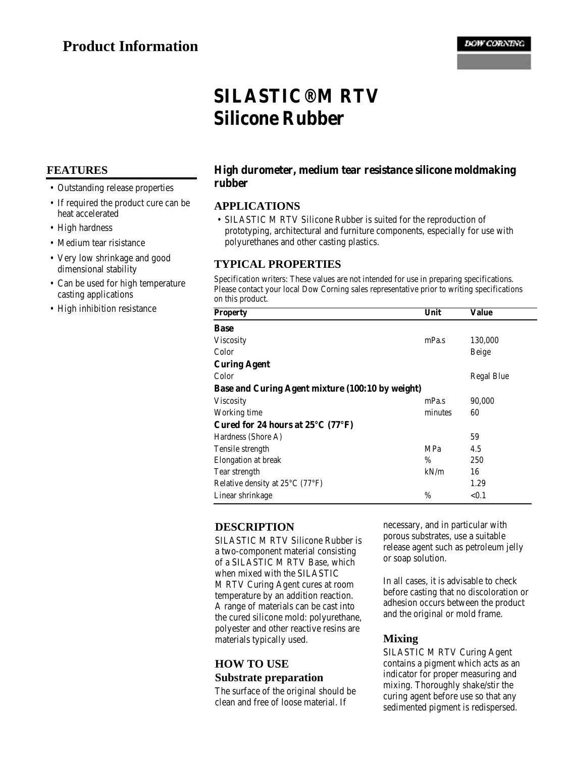# Product Information

DOW CORNING

# SILASTIC® M RTV Silicone Rubber

## FEATURES

- Outstanding release properties
- If required the product cure can be heat accelerated
- High hardness
- Medium tear risistance
- Very low shrinkage and good dimensional stability
- Can be used for high temperature casting applications
- High inhibition resistance

**High durometer, medium tear resistance silicone moldmaking rubber**

## APPLICATIONS

- SILASTIC M RTV Silicone Rubber is suited for the reproduction of prototyping, architectural and furniture components, especially for use with polyurethanes and other casting plastics.

## TYPICAL PROPERTIES

Specification writers: These values are not intended for use in preparing specifications. Please contact your local Dow Corning sales representative prior to writing specifications on this product.

| Property | Unit | Value |
|---|---|---|
| **Base** | | |
| Viscosity | mPa.s | 130,000 |
| Color | | Beige |
| **Curing Agent** | | |
| Color | | Regal Blue |
| **Base and Curing Agent mixture (100:10 by weight)** | | |
| Viscosity | mPa.s | 90,000 |
| Working time | minutes | 60 |
| **Cured for 24 hours at 25°C (77°F)** | | |
| Hardness (Shore A) | | 59 |
| Tensile strength | MPa | 4.5 |
| Elongation at break | % | 250 |
| Tear strength | kN/m | 16 |
| Relative density at 25°C (77°F) | | 1.29 |
| Linear shrinkage | % | <0.1 |

## DESCRIPTION

SILASTIC M RTV Silicone Rubber is a two-component material consisting of a SILASTIC M RTV Base, which when mixed with the SILASTIC M RTV Curing Agent cures at room temperature by an addition reaction. A range of materials can be cast into the cured silicone mold: polyurethane, polyester and other reactive resins are materials typically used.

## HOW TO USE

### Substrate preparation

The surface of the original should be clean and free of loose material. If necessary, and in particular with porous substrates, use a suitable release agent such as petroleum jelly or soap solution.

In all cases, it is advisable to check before casting that no discoloration or adhesion occurs between the product and the original or mold frame.

### Mixing

SILASTIC M RTV Curing Agent contains a pigment which acts as an indicator for proper measuring and mixing. Thoroughly shake/stir the curing agent before use so that any sedimented pigment is redispersed.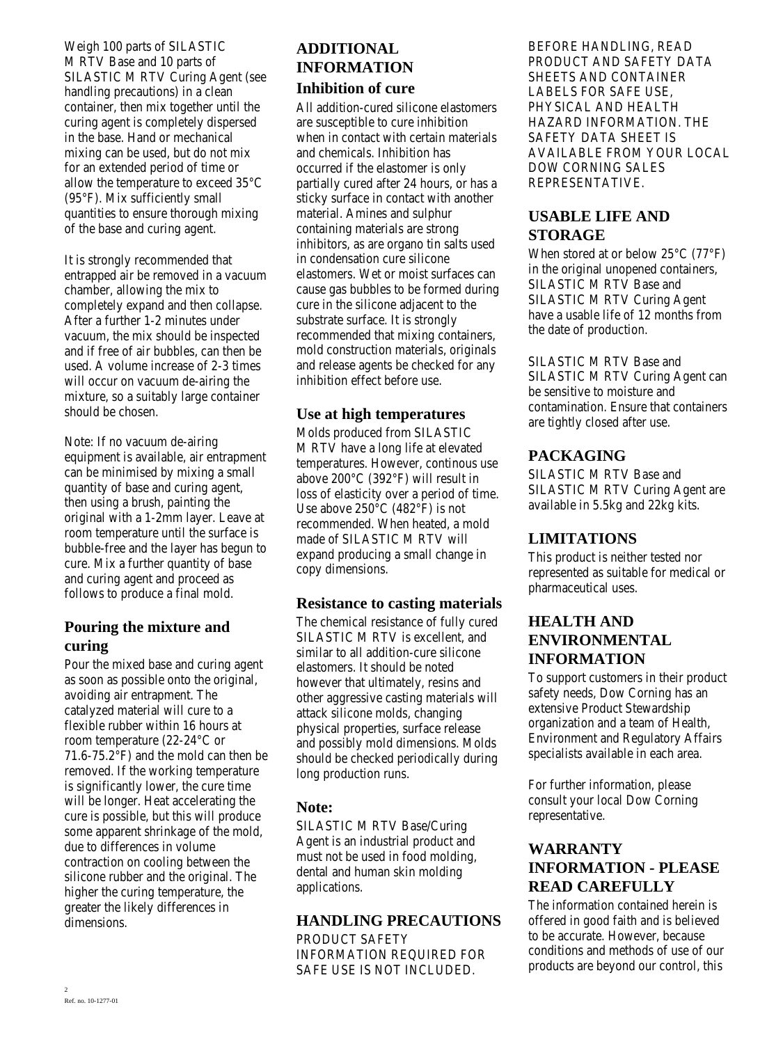Weigh 100 parts of SILASTIC M RTV Base and 10 parts of SILASTIC M RTV Curing Agent (see handling precautions) in a clean container, then mix together until the curing agent is completely dispersed in the base. Hand or mechanical mixing can be used, but do not mix for an extended period of time or allow the temperature to exceed 35°C (95°F). Mix sufficiently small quantities to ensure thorough mixing of the base and curing agent.

It is strongly recommended that entrapped air be removed in a vacuum chamber, allowing the mix to completely expand and then collapse. After a further 1-2 minutes under vacuum, the mix should be inspected and if free of air bubbles, can then be used. A volume increase of 2-3 times will occur on vacuum de-airing the mixture, so a suitably large container should be chosen.

Note: If no vacuum de-airing equipment is available, air entrapment can be minimised by mixing a small quantity of base and curing agent, then using a brush, painting the original with a 1-2mm layer. Leave at room temperature until the surface is bubble-free and the layer has begun to cure. Mix a further quantity of base and curing agent and proceed as follows to produce a final mold.

## Pouring the mixture and curing

Pour the mixed base and curing agent as soon as possible onto the original, avoiding air entrapment. The catalyzed material will cure to a flexible rubber within 16 hours at room temperature (22-24°C or 71.6-75.2°F) and the mold can then be removed. If the working temperature is significantly lower, the cure time will be longer. Heat accelerating the cure is possible, but this will produce some apparent shrinkage of the mold, due to differences in volume contraction on cooling between the silicone rubber and the original. The higher the curing temperature, the greater the likely differences in dimensions.

# ADDITIONAL INFORMATION

## Inhibition of cure

All addition-cured silicone elastomers are susceptible to cure inhibition when in contact with certain materials and chemicals. Inhibition has occurred if the elastomer is only partially cured after 24 hours, or has a sticky surface in contact with another material. Amines and sulphur containing materials are strong inhibitors, as are organo tin salts used in condensation cure silicone elastomers. Wet or moist surfaces can cause gas bubbles to be formed during cure in the silicone adjacent to the substrate surface. It is strongly recommended that mixing containers, mold construction materials, originals and release agents be checked for any inhibition effect before use.

## Use at high temperatures

Molds produced from SILASTIC M RTV have a long life at elevated temperatures. However, continous use above 200°C (392°F) will result in loss of elasticity over a period of time. Use above 250°C (482°F) is not recommended. When heated, a mold made of SILASTIC M RTV will expand producing a small change in copy dimensions.

## Resistance to casting materials

The chemical resistance of fully cured SILASTIC M RTV is excellent, and similar to all addition-cure silicone elastomers. It should be noted however that ultimately, resins and other aggressive casting materials will attack silicone molds, changing physical properties, surface release and possibly mold dimensions. Molds should be checked periodically during long production runs.

## Note:

SILASTIC M RTV Base/Curing Agent is an industrial product and must not be used in food molding, dental and human skin molding applications.

# HANDLING PRECAUTIONS

PRODUCT SAFETY INFORMATION REQUIRED FOR SAFE USE IS NOT INCLUDED. BEFORE HANDLING, READ PRODUCT AND SAFETY DATA SHEETS AND CONTAINER LABELS FOR SAFE USE, PHYSICAL AND HEALTH HAZARD INFORMATION. THE SAFETY DATA SHEET IS AVAILABLE FROM YOUR LOCAL DOW CORNING SALES REPRESENTATIVE.

# USABLE LIFE AND STORAGE

When stored at or below 25°C (77°F) in the original unopened containers, SILASTIC M RTV Base and SILASTIC M RTV Curing Agent have a usable life of 12 months from the date of production.

SILASTIC M RTV Base and SILASTIC M RTV Curing Agent can be sensitive to moisture and contamination. Ensure that containers are tightly closed after use.

# PACKAGING

SILASTIC M RTV Base and SILASTIC M RTV Curing Agent are available in 5.5kg and 22kg kits.

# LIMITATIONS

This product is neither tested nor represented as suitable for medical or pharmaceutical uses.

# HEALTH AND ENVIRONMENTAL INFORMATION

To support customers in their product safety needs, Dow Corning has an extensive Product Stewardship organization and a team of Health, Environment and Regulatory Affairs specialists available in each area.

For further information, please consult your local Dow Corning representative.

# WARRANTY INFORMATION - PLEASE READ CAREFULLY

The information contained herein is offered in good faith and is believed to be accurate. However, because conditions and methods of use of our products are beyond our control, this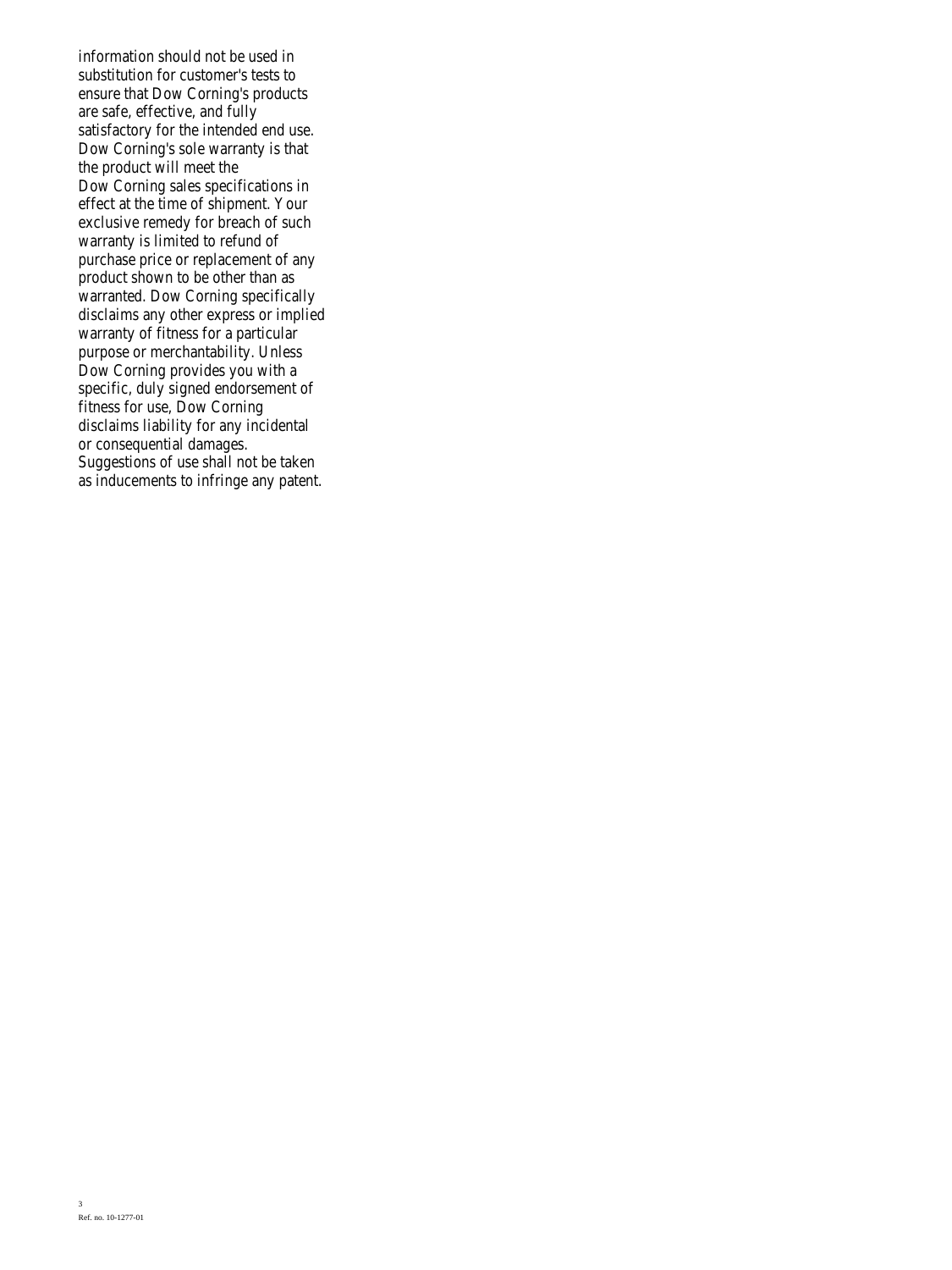information should not be used in substitution for customer's tests to ensure that Dow Corning's products are safe, effective, and fully satisfactory for the intended end use. Dow Corning's sole warranty is that the product will meet the Dow Corning sales specifications in effect at the time of shipment. Your exclusive remedy for breach of such warranty is limited to refund of purchase price or replacement of any product shown to be other than as warranted. Dow Corning specifically disclaims any other express or implied warranty of fitness for a particular purpose or merchantability. Unless Dow Corning provides you with a specific, duly signed endorsement of fitness for use, Dow Corning disclaims liability for any incidental or consequential damages. Suggestions of use shall not be taken as inducements to infringe any patent.

Ref. no. 10-1277-01